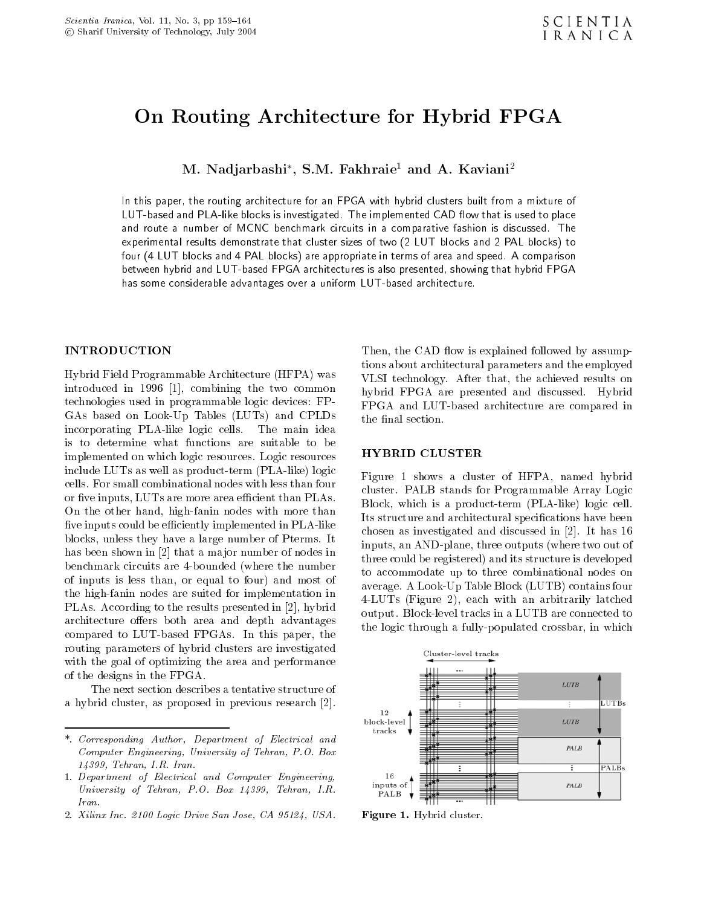# On Routing Architecture for Hybrid FPGA

**M. Nadjarbashi*, S.M. Fakhraie[1] and A. Kaviani[2]**

In this paper, the routing architecture for an FPGA with hybrid clusters built from a mixture of LUT-based and PLA-like blocks is investigated. The implemented CAD flow that is used to place and route a number of MCNC benchmark circuits in a comparative fashion is discussed. The experimental results demonstrate that cluster sizes of two (2 LUT blocks and 2 PAL blocks) to four (4 LUT blocks and 4 PAL blocks) are appropriate in terms of area and speed. A comparison between hybrid and LUT-based FPGA architectures is also presented, showing that hybrid FPGA has some considerable advantages over a uniform LUT-based architecture.

## INTRODUCTION

Hybrid Field Programmable Architecture (HFPA) was introduced in 1996 [1], combining the two common technologies used in programmable logic devices: FPGAs based on Look-Up Tables (LUTs) and CPLDs incorporating PLA-like logic cells. The main idea is to determine what functions are suitable to be implemented on which logic resources. Logic resources include LUTs as well as product-term (PLA-like) logic cells. For small combinational nodes with less than four or five inputs, LUTs are more area efficient than PLAs. On the other hand, high-fanin nodes with more than five inputs could be efficiently implemented in PLA-like blocks, unless they have a large number of Pterms. It has been shown in [2] that a major number of nodes in benchmark circuits are 4-bounded (where the number of inputs is less than, or equal to four) and most of the high-fanin nodes are suited for implementation in PLAs. According to the results presented in [2], hybrid architecture offers both area and depth advantages compared to LUT-based FPGAs. In this paper, the routing parameters of hybrid clusters are investigated with the goal of optimizing the area and performance of the designs in the FPGA.

The next section describes a tentative structure of a hybrid cluster, as proposed in previous research [2]. Then, the CAD flow is explained followed by assumptions about architectural parameters and the employed VLSI technology. After that, the achieved results on hybrid FPGA are presented and discussed. Hybrid FPGA and LUT-based architecture are compared in the final section.

## HYBRID CLUSTER

Figure 1 shows a cluster of HFPA, named hybrid cluster. PALB stands for Programmable Array Logic Block, which is a product-term (PLA-like) logic cell. Its structure and architectural specifications have been chosen as investigated and discussed in [2]. It has 16 inputs, an AND-plane, three outputs (where two out of three could be registered) and its structure is developed to accommodate up to three combinational nodes on average. A Look-Up Table Block (LUTB) contains four 4-LUTs (Figure 2), each with an arbitrarily latched output. Block-level tracks in a LUTB are connected to the logic through a fully-populated crossbar, in which

**Figure 1.** Hybrid cluster.

---

*. *Corresponding Author, Department of Electrical and Computer Engineering, University of Tehran, P.O. Box 14399, Tehran, I.R. Iran.*

1. *Department of Electrical and Computer Engineering, University of Tehran, P.O. Box 14399, Tehran, I.R. Iran.*

2. *Xilinx Inc. 2100 Logic Drive San Jose, CA 95124, USA.*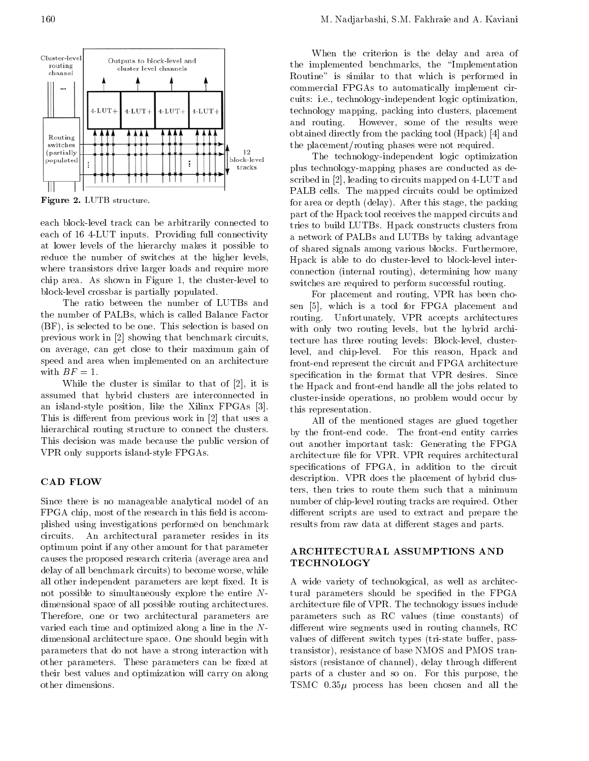Figure 2. LUTB structure.

each block-level track can be arbitrarily connected to each of 16 4-LUT inputs. Providing full connectivity at lower levels of the hierarchy makes it possible to reduce the number of switches at the higher levels, where transistors drive larger loads and require more chip area. As shown in Figure 1, the cluster-level to block-level crossbar is partially populated.

The ratio between the number of LUTBs and the number of PALBs, which is called Balance Factor (BF), is selected to be one. This selection is based on previous work in [2] showing that benchmark circuits, on average, can get close to their maximum gain of speed and area when implemented on an architecture with $BF = 1$.

While the cluster is similar to that of [2], it is assumed that hybrid clusters are interconnected in an island-style position, like the Xilinx FPGAs [3]. This is different from previous work in [2] that uses a hierarchical routing structure to connect the clusters. This decision was made because the public version of VPR only supports island-style FPGAs.

## CAD FLOW

Since there is no manageable analytical model of an FPGA chip, most of the research in this field is accomplished using investigations performed on benchmark circuits. An architectural parameter resides in its optimum point if any other amount for that parameter causes the proposed research criteria (average area and delay of all benchmark circuits) to become worse, while all other independent parameters are kept fixed. It is not possible to simultaneously explore the entire $N$-dimensional space of all possible routing architectures. Therefore, one or two architectural parameters are varied each time and optimized along a line in the $N$-dimensional architecture space. One should begin with parameters that do not have a strong interaction with other parameters. These parameters can be fixed at their best values and optimization will carry on along other dimensions.

When the criterion is the delay and area of the implemented benchmarks, the "Implementation Routine" is similar to that which is performed in commercial FPGAs to automatically implement circuits: i.e., technology-independent logic optimization, technology mapping, packing into clusters, placement and routing. However, some of the results were obtained directly from the packing tool (Hpack) [4] and the placement/routing phases were not required.

The technology-independent logic optimization plus technology-mapping phases are conducted as described in [2], leading to circuits mapped on 4-LUT and PALB cells. The mapped circuits could be optimized for area or depth (delay). After this stage, the packing part of the Hpack tool receives the mapped circuits and tries to build LUTBs. Hpack constructs clusters from a network of PALBs and LUTBs by taking advantage of shared signals among various blocks. Furthermore, Hpack is able to do cluster-level to block-level interconnection (internal routing), determining how many switches are required to perform successful routing.

For placement and routing, VPR has been chosen [5], which is a tool for FPGA placement and routing. Unfortunately, VPR accepts architectures with only two routing levels, but the hybrid architecture has three routing levels: Block-level, cluster-level, and chip-level. For this reason, Hpack and front-end represent the circuit and FPGA architecture specification in the format that VPR desires. Since the Hpack and front-end handle all the jobs related to cluster-inside operations, no problem would occur by this representation.

All of the mentioned stages are glued together by the front-end code. The front-end entity carries out another important task: Generating the FPGA architecture file for VPR. VPR requires architectural specifications of FPGA, in addition to the circuit description. VPR does the placement of hybrid clusters, then tries to route them such that a minimum number of chip-level routing tracks are required. Other different scripts are used to extract and prepare the results from raw data at different stages and parts.

## ARCHITECTURAL ASSUMPTIONS AND TECHNOLOGY

A wide variety of technological, as well as architectural parameters should be specified in the FPGA architecture file of VPR. The technology issues include parameters such as RC values (time constants) of different wire segments used in routing channels, RC values of different switch types (tri-state buffer, pass-transistor), resistance of base NMOS and PMOS transistors (resistance of channel), delay through different parts of a cluster and so on. For this purpose, the TSMC $0.35\mu$ process has been chosen and all the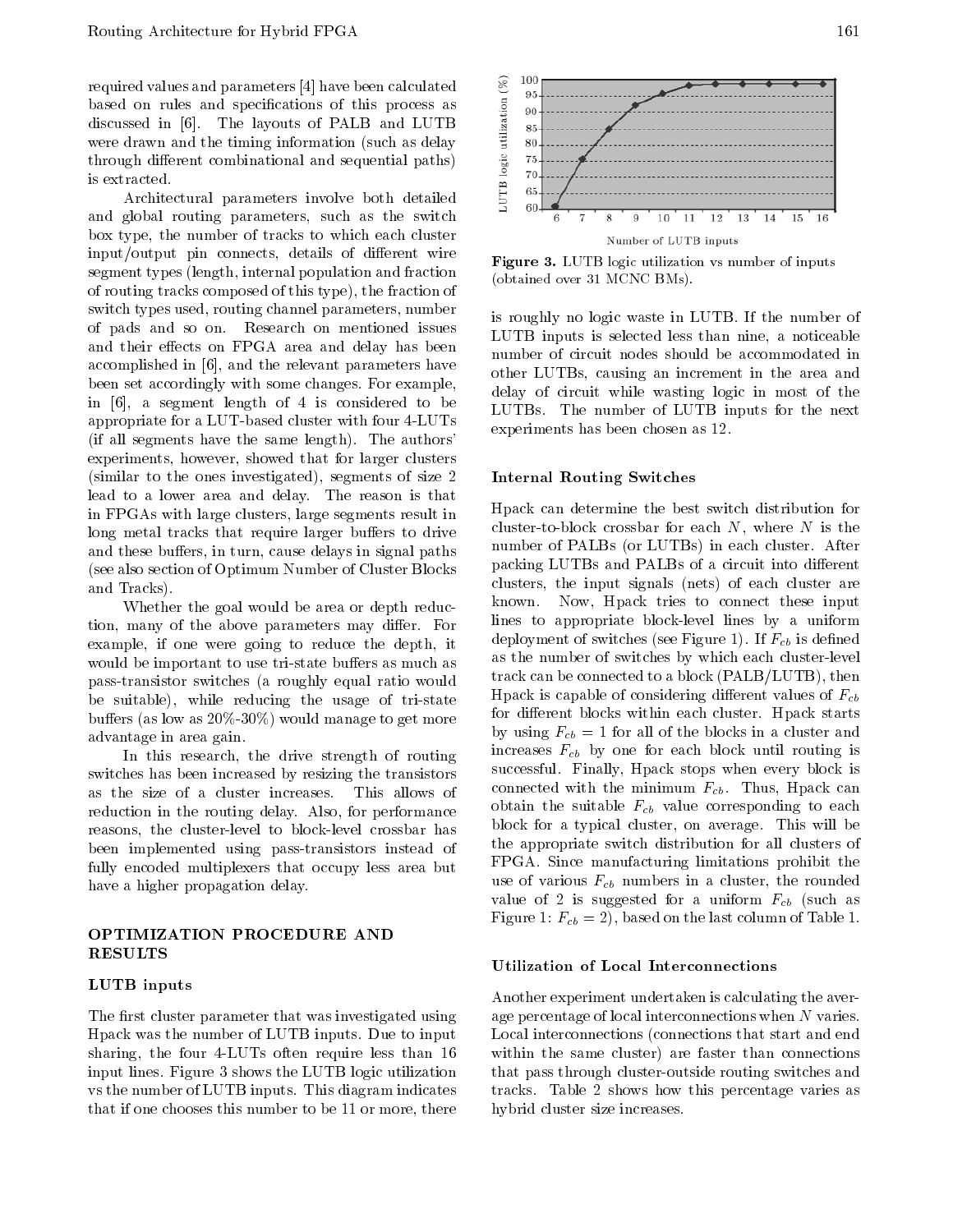required values and parameters [4] have been calculated based on rules and specifications of this process as discussed in [6]. The layouts of PALB and LUTB were drawn and the timing information (such as delay through different combinational and sequential paths) is extracted.

Architectural parameters involve both detailed and global routing parameters, such as the switch box type, the number of tracks to which each cluster input/output pin connects, details of different wire segment types (length, internal population and fraction of routing tracks composed of this type), the fraction of switch types used, routing channel parameters, number of pads and so on. Research on mentioned issues and their effects on FPGA area and delay has been accomplished in [6], and the relevant parameters have been set accordingly with some changes. For example, in [6], a segment length of 4 is considered to be appropriate for a LUT-based cluster with four 4-LUTs (if all segments have the same length). The authors' experiments, however, showed that for larger clusters (similar to the ones investigated), segments of size 2 lead to a lower area and delay. The reason is that in FPGAs with large clusters, large segments result in long metal tracks that require larger buffers to drive and these buffers, in turn, cause delays in signal paths (see also section of Optimum Number of Cluster Blocks and Tracks).

Whether the goal would be area or depth reduction, many of the above parameters may differ. For example, if one were going to reduce the depth, it would be important to use tri-state buffers as much as pass-transistor switches (a roughly equal ratio would be suitable), while reducing the usage of tri-state buffers (as low as 20%-30%) would manage to get more advantage in area gain.

In this research, the drive strength of routing switches has been increased by resizing the transistors as the size of a cluster increases. This allows of reduction in the routing delay. Also, for performance reasons, the cluster-level to block-level crossbar has been implemented using pass-transistors instead of fully encoded multiplexers that occupy less area but have a higher propagation delay.

## OPTIMIZATION PROCEDURE AND RESULTS

### LUTB inputs

The first cluster parameter that was investigated using Hpack was the number of LUTB inputs. Due to input sharing, the four 4-LUTs often require less than 16 input lines. Figure 3 shows the LUTB logic utilization vs the number of LUTB inputs. This diagram indicates that if one chooses this number to be 11 or more, there is roughly no logic waste in LUTB. If the number of LUTB inputs is selected less than nine, a noticeable number of circuit nodes should be accommodated in other LUTBs, causing an increment in the area and delay of circuit while wasting logic in most of the LUTBs. The number of LUTB inputs for the next experiments has been chosen as 12.

**Figure 3.** LUTB logic utilization vs number of inputs (obtained over 31 MCNC BMs).

### Internal Routing Switches

Hpack can determine the best switch distribution for cluster-to-block crossbar for each $N$, where $N$ is the number of PALBs (or LUTBs) in each cluster. After packing LUTBs and PALBs of a circuit into different clusters, the input signals (nets) of each cluster are known. Now, Hpack tries to connect these input lines to appropriate block-level lines by a uniform deployment of switches (see Figure 1). If $F_{cb}$ is defined as the number of switches by which each cluster-level track can be connected to a block (PALB/LUTB), then Hpack is capable of considering different values of $F_{cb}$ for different blocks within each cluster. Hpack starts by using $F_{cb} = 1$ for all of the blocks in a cluster and increases $F_{cb}$ by one for each block until routing is successful. Finally, Hpack stops when every block is connected with the minimum $F_{cb}$. Thus, Hpack can obtain the suitable $F_{cb}$ value corresponding to each block for a typical cluster, on average. This will be the appropriate switch distribution for all clusters of FPGA. Since manufacturing limitations prohibit the use of various $F_{cb}$ numbers in a cluster, the rounded value of 2 is suggested for a uniform $F_{cb}$ (such as Figure 1: $F_{cb} = 2$), based on the last column of Table 1.

### Utilization of Local Interconnections

Another experiment undertaken is calculating the average percentage of local interconnections when $N$ varies. Local interconnections (connections that start and end within the same cluster) are faster than connections that pass through cluster-outside routing switches and tracks. Table 2 shows how this percentage varies as hybrid cluster size increases.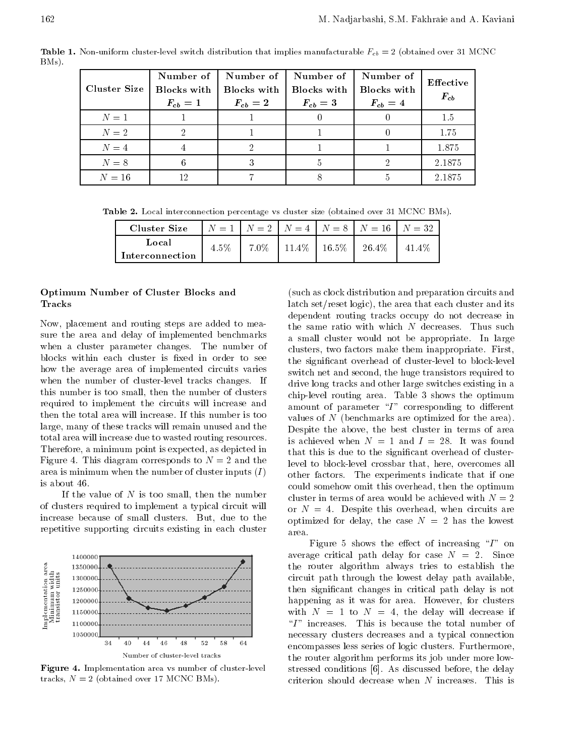**Table 1.** Non-uniform cluster-level switch distribution that implies manufacturable $F_{cb} = 2$ (obtained over 31 MCNC BMs).

| Cluster Size | Number of Blocks with $F_{cb} = 1$ | Number of Blocks with $F_{cb} = 2$ | Number of Blocks with $F_{cb} = 3$ | Number of Blocks with $F_{cb} = 4$ | Effective $F_{cb}$ |
|---|---|---|---|---|---|
| $N = 1$ | 1 | 1 | 0 | 0 | 1.5 |
| $N = 2$ | 2 | 1 | 1 | 0 | 1.75 |
| $N = 4$ | 4 | 2 | 1 | 1 | 1.875 |
| $N = 8$ | 6 | 3 | 5 | 2 | 2.1875 |
| $N = 16$ | 12 | 7 | 8 | 5 | 2.1875 |

**Table 2.** Local interconnection percentage vs cluster size (obtained over 31 MCNC BMs).

| Cluster Size | $N = 1$ | $N = 2$ | $N = 4$ | $N = 8$ | $N = 16$ | $N = 32$ |
|---|---|---|---|---|---|---|
| Local Interconnection | 4.5% | 7.0% | 11.4% | 16.5% | 26.4% | 41.4% |

### Optimum Number of Cluster Blocks and Tracks

Now, placement and routing steps are added to measure the area and delay of implemented benchmarks when a cluster parameter changes. The number of blocks within each cluster is fixed in order to see how the average area of implemented circuits varies when the number of cluster-level tracks changes. If this number is too small, then the number of clusters required to implement the circuits will increase and then the total area will increase. If this number is too large, many of these tracks will remain unused and the total area will increase due to wasted routing resources. Therefore, a minimum point is expected, as depicted in Figure 4. This diagram corresponds to $N = 2$ and the area is minimum when the number of cluster inputs ($I$) is about 46.

If the value of $N$ is too small, then the number of clusters required to implement a typical circuit will increase because of small clusters. But, due to the repetitive supporting circuits existing in each cluster (such as clock distribution and preparation circuits and latch set/reset logic), the area that each cluster and its dependent routing tracks occupy do not decrease in the same ratio with which $N$ decreases. Thus such a small cluster would not be appropriate. In large clusters, two factors make them inappropriate. First, the significant overhead of cluster-level to block-level switch net and second, the huge transistors required to drive long tracks and other large switches existing in a chip-level routing area. Table 3 shows the optimum amount of parameter "$I$" corresponding to different values of $N$ (benchmarks are optimized for the area). Despite the above, the best cluster in terms of area is achieved when $N = 1$ and $I = 28$. It was found that this is due to the significant overhead of cluster-level to block-level crossbar that, here, overcomes all other factors. The experiments indicate that if one could somehow omit this overhead, then the optimum cluster in terms of area would be achieved with $N = 2$ or $N = 4$. Despite this overhead, when circuits are optimized for delay, the case $N = 2$ has the lowest area.

**Figure 4.** Implementation area vs number of cluster-level tracks, $N = 2$ (obtained over 17 MCNC BMs).

Figure 5 shows the effect of increasing "$I$" on average critical path delay for case $N = 2$. Since the router algorithm always tries to establish the circuit path through the lowest delay path available, then significant changes in critical path delay is not happening as it was for area. However, for clusters with $N = 1$ to $N = 4$, the delay will decrease if "$I$" increases. This is because the total number of necessary clusters decreases and a typical connection encompasses less series of logic clusters. Furthermore, the router algorithm performs its job under more low-stressed conditions [6]. As discussed before, the delay criterion should decrease when $N$ increases. This is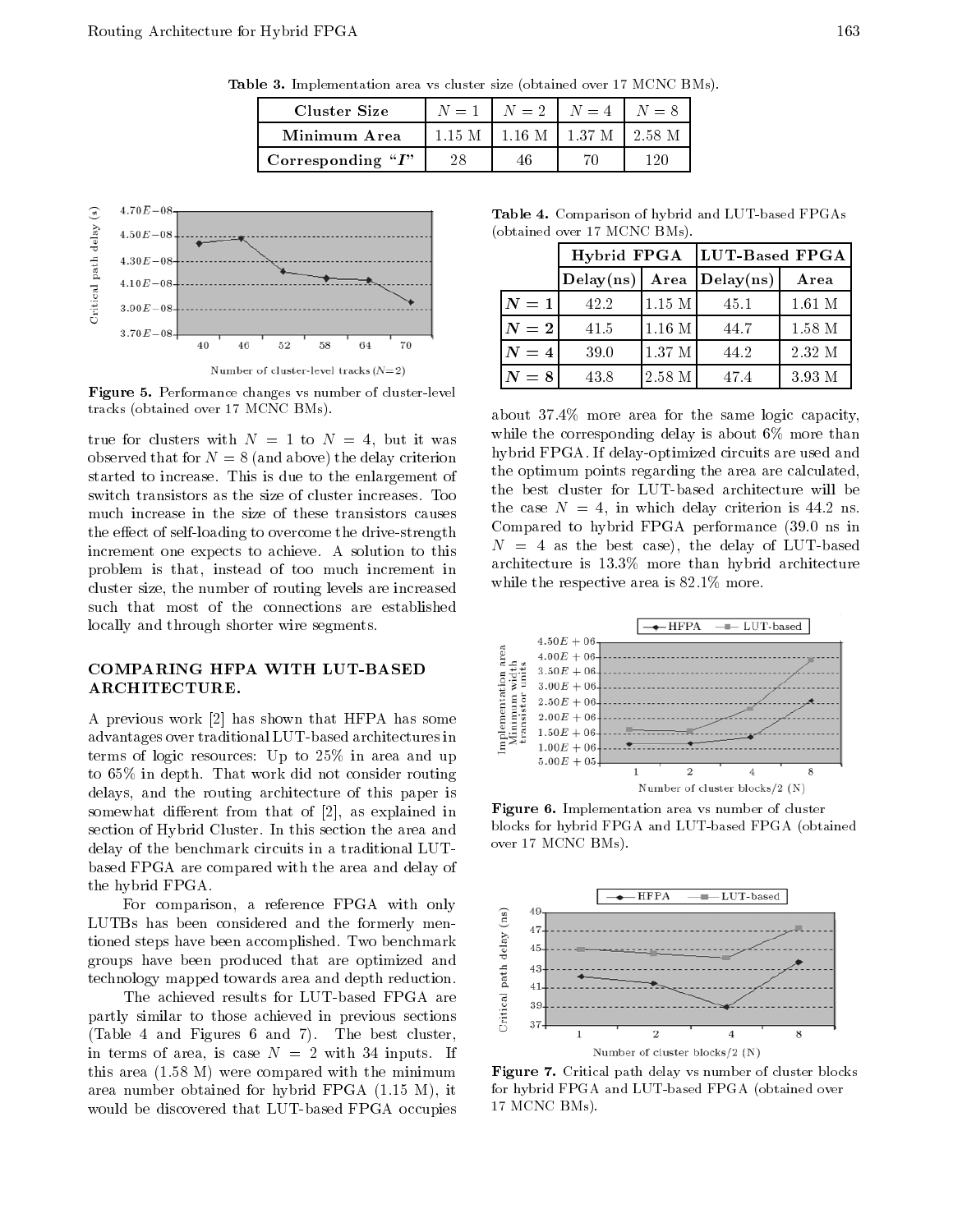**Table 3.** Implementation area vs cluster size (obtained over 17 MCNC BMs).

| Cluster Size | $N = 1$ | $N = 2$ | $N = 4$ | $N = 8$ |
|---|---|---|---|---|
| **Minimum Area** | 1.15 M | 1.16 M | 1.37 M | 2.58 M |
| **Corresponding "$I$"** | 28 | 46 | 70 | 120 |

**Figure 5.** Performance changes vs number of cluster-level tracks (obtained over 17 MCNC BMs).

true for clusters with $N = 1$ to $N = 4$, but it was observed that for $N = 8$ (and above) the delay criterion started to increase. This is due to the enlargement of switch transistors as the size of cluster increases. Too much increase in the size of these transistors causes the effect of self-loading to overcome the drive-strength increment one expects to achieve. A solution to this problem is that, instead of too much increment in cluster size, the number of routing levels are increased such that most of the connections are established locally and through shorter wire segments.

## COMPARING HFPA WITH LUT-BASED ARCHITECTURE.

A previous work [2] has shown that HFPA has some advantages over traditional LUT-based architectures in terms of logic resources: Up to 25% in area and up to 65% in depth. That work did not consider routing delays, and the routing architecture of this paper is somewhat different from that of [2], as explained in section of Hybrid Cluster. In this section the area and delay of the benchmark circuits in a traditional LUT-based FPGA are compared with the area and delay of the hybrid FPGA.

For comparison, a reference FPGA with only LUTBs has been considered and the formerly mentioned steps have been accomplished. Two benchmark groups have been produced that are optimized and technology mapped towards area and depth reduction.

The achieved results for LUT-based FPGA are partly similar to those achieved in previous sections (Table 4 and Figures 6 and 7). The best cluster, in terms of area, is case $N = 2$ with 34 inputs. If this area (1.58 M) were compared with the minimum area number obtained for hybrid FPGA (1.15 M), it would be discovered that LUT-based FPGA occupies about 37.4% more area for the same logic capacity, while the corresponding delay is about 6% more than hybrid FPGA. If delay-optimized circuits are used and the optimum points regarding the area are calculated, the best cluster for LUT-based architecture will be the case $N = 4$, in which delay criterion is 44.2 ns. Compared to hybrid FPGA performance (39.0 ns in $N = 4$ as the best case), the delay of LUT-based architecture is 13.3% more than hybrid architecture while the respective area is 82.1% more.

**Table 4.** Comparison of hybrid and LUT-based FPGAs (obtained over 17 MCNC BMs).

| | **Hybrid FPGA** | | **LUT-Based FPGA** | |
|---|---|---|---|---|
| | **Delay(ns)** | **Area** | **Delay(ns)** | **Area** |
| $N = 1$ | 42.2 | 1.15 M | 45.1 | 1.61 M |
| $N = 2$ | 41.5 | 1.16 M | 44.7 | 1.58 M |
| $N = 4$ | 39.0 | 1.37 M | 44.2 | 2.32 M |
| $N = 8$ | 43.8 | 2.58 M | 47.4 | 3.93 M |

**Figure 6.** Implementation area vs number of cluster blocks for hybrid FPGA and LUT-based FPGA (obtained over 17 MCNC BMs).

**Figure 7.** Critical path delay vs number of cluster blocks for hybrid FPGA and LUT-based FPGA (obtained over 17 MCNC BMs).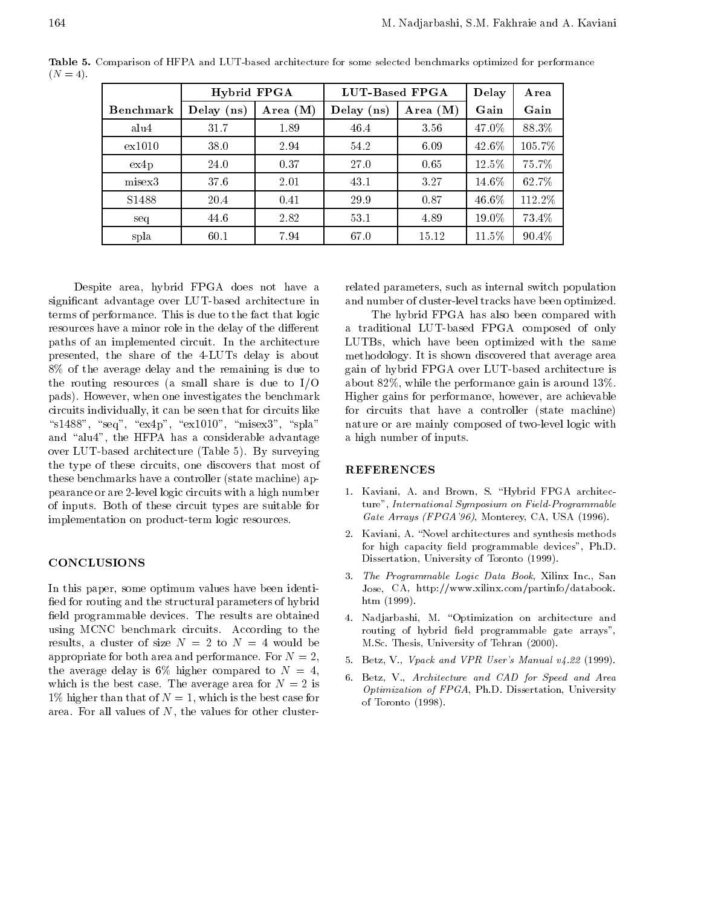**Table 5.** Comparison of HFPA and LUT-based architecture for some selected benchmarks optimized for performance ($N = 4$).

| | Hybrid FPGA | | LUT-Based FPGA | | Delay | Area |
|---|---|---|---|---|---|---|
| Benchmark | Delay (ns) | Area (M) | Delay (ns) | Area (M) | Gain | Gain |
| alu4 | 31.7 | 1.89 | 46.4 | 3.56 | 47.0% | 88.3% |
| ex1010 | 38.0 | 2.94 | 54.2 | 6.09 | 42.6% | 105.7% |
| ex4p | 24.0 | 0.37 | 27.0 | 0.65 | 12.5% | 75.7% |
| misex3 | 37.6 | 2.01 | 43.1 | 3.27 | 14.6% | 62.7% |
| S1488 | 20.4 | 0.41 | 29.9 | 0.87 | 46.6% | 112.2% |
| seq | 44.6 | 2.82 | 53.1 | 4.89 | 19.0% | 73.4% |
| spla | 60.1 | 7.94 | 67.0 | 15.12 | 11.5% | 90.4% |

Despite area, hybrid FPGA does not have a significant advantage over LUT-based architecture in terms of performance. This is due to the fact that logic resources have a minor role in the delay of the different paths of an implemented circuit. In the architecture presented, the share of the 4-LUTs delay is about 8% of the average delay and the remaining is due to the routing resources (a small share is due to I/O pads). However, when one investigates the benchmark circuits individually, it can be seen that for circuits like "s1488", "seq", "ex4p", "ex1010", "misex3", "spla" and "alu4", the HFPA has a considerable advantage over LUT-based architecture (Table 5). By surveying the type of these circuits, one discovers that most of these benchmarks have a controller (state machine) appearance or are 2-level logic circuits with a high number of inputs. Both of these circuit types are suitable for implementation on product-term logic resources.

## CONCLUSIONS

In this paper, some optimum values have been identified for routing and the structural parameters of hybrid field programmable devices. The results are obtained using MCNC benchmark circuits. According to the results, a cluster of size $N = 2$ to $N = 4$ would be appropriate for both area and performance. For $N = 2$, the average delay is 6% higher compared to $N = 4$, which is the best case. The average area for $N = 2$ is 1% higher than that of $N = 1$, which is the best case for area. For all values of $N$, the values for other cluster-related parameters, such as internal switch population and number of cluster-level tracks have been optimized.

The hybrid FPGA has also been compared with a traditional LUT-based FPGA composed of only LUTBs, which have been optimized with the same methodology. It is shown discovered that average area gain of hybrid FPGA over LUT-based architecture is about 82%, while the performance gain is around 13%. Higher gains for performance, however, are achievable for circuits that have a controller (state machine) nature or are mainly composed of two-level logic with a high number of inputs.

## REFERENCES

1. Kaviani, A. and Brown, S. "Hybrid FPGA architecture", *International Symposium on Field-Programmable Gate Arrays (FPGA'96)*, Monterey, CA, USA (1996).
2. Kaviani, A. "Novel architectures and synthesis methods for high capacity field programmable devices", Ph.D. Dissertation, University of Toronto (1999).
3. *The Programmable Logic Data Book*, Xilinx Inc., San Jose, CA, http://www.xilinx.com/partinfo/databook.htm (1999).
4. Nadjarbashi, M. "Optimization on architecture and routing of hybrid field programmable gate arrays", M.Sc. Thesis, University of Tehran (2000).
5. Betz, V., *Vpack and VPR User's Manual v4.22* (1999).
6. Betz, V., *Architecture and CAD for Speed and Area Optimization of FPGA*, Ph.D. Dissertation, University of Toronto (1998).